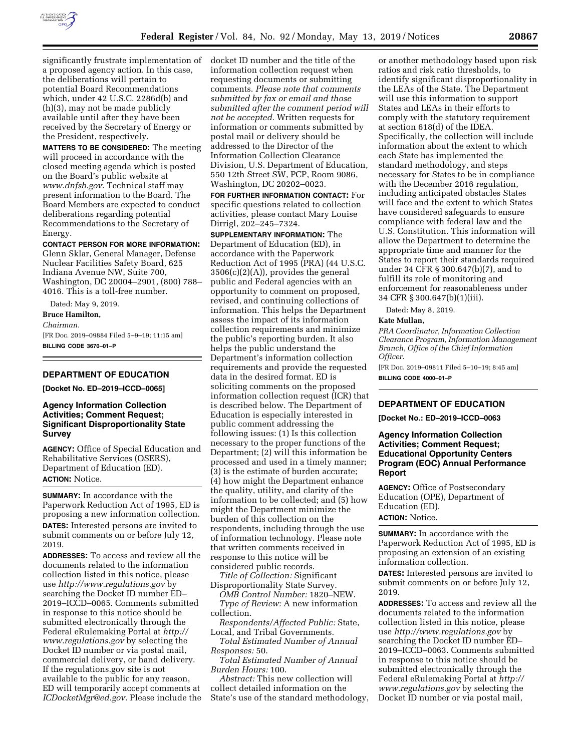significantly frustrate implementation of a proposed agency action. In this case, the deliberations will pertain to potential Board Recommendations which, under 42 U.S.C. 2286d(b) and (h)(3), may not be made publicly available until after they have been received by the Secretary of Energy or the President, respectively.

**MATTERS TO BE CONSIDERED:** The meeting will proceed in accordance with the closed meeting agenda which is posted on the Board's public website at *www.dnfsb.gov.* Technical staff may present information to the Board. The Board Members are expected to conduct deliberations regarding potential Recommendations to the Secretary of Energy.

**CONTACT PERSON FOR MORE INFORMATION:** Glenn Sklar, General Manager, Defense Nuclear Facilities Safety Board, 625 Indiana Avenue NW, Suite 700, Washington, DC 20004–2901, (800) 788–4016. This is a toll-free number.

Dated: May 9, 2019.

**Bruce Hamilton,**

*Chairman.*

[FR Doc. 2019–09884 Filed 5–9–19; 11:15 am]

**BILLING CODE 3670–01–P**

## DEPARTMENT OF EDUCATION

**[Docket No. ED–2019–ICCD–0065]**

### Agency Information Collection Activities; Comment Request; Significant Disproportionality State Survey

**AGENCY:** Office of Special Education and Rehabilitative Services (OSERS), Department of Education (ED).

**ACTION:** Notice.

**SUMMARY:** In accordance with the Paperwork Reduction Act of 1995, ED is proposing a new information collection.

**DATES:** Interested persons are invited to submit comments on or before July 12, 2019.

**ADDRESSES:** To access and review all the documents related to the information collection listed in this notice, please use *http://www.regulations.gov* by searching the Docket ID number ED–2019–ICCD–0065. Comments submitted in response to this notice should be submitted electronically through the Federal eRulemaking Portal at *http://www.regulations.gov* by selecting the Docket ID number or via postal mail, commercial delivery, or hand delivery. If the regulations.gov site is not available to the public for any reason, ED will temporarily accept comments at *ICDocketMgr@ed.gov.* Please include the docket ID number and the title of the information collection request when requesting documents or submitting comments. *Please note that comments submitted by fax or email and those submitted after the comment period will not be accepted.* Written requests for information or comments submitted by postal mail or delivery should be addressed to the Director of the Information Collection Clearance Division, U.S. Department of Education, 550 12th Street SW, PCP, Room 9086, Washington, DC 20202–0023.

**FOR FURTHER INFORMATION CONTACT:** For specific questions related to collection activities, please contact Mary Louise Dirrigl, 202–245–7324.

**SUPPLEMENTARY INFORMATION:** The Department of Education (ED), in accordance with the Paperwork Reduction Act of 1995 (PRA) (44 U.S.C. 3506(c)(2)(A)), provides the general public and Federal agencies with an opportunity to comment on proposed, revised, and continuing collections of information. This helps the Department assess the impact of its information collection requirements and minimize the public's reporting burden. It also helps the public understand the Department's information collection requirements and provide the requested data in the desired format. ED is soliciting comments on the proposed information collection request (ICR) that is described below. The Department of Education is especially interested in public comment addressing the following issues: (1) Is this collection necessary to the proper functions of the Department; (2) will this information be processed and used in a timely manner; (3) is the estimate of burden accurate; (4) how might the Department enhance the quality, utility, and clarity of the information to be collected; and (5) how might the Department minimize the burden of this collection on the respondents, including through the use of information technology. Please note that written comments received in response to this notice will be considered public records.

*Title of Collection:* Significant Disproportionality State Survey.

*OMB Control Number:* 1820–NEW.

*Type of Review:* A new information collection.

*Respondents/Affected Public:* State, Local, and Tribal Governments.

*Total Estimated Number of Annual Responses:* 50.

*Total Estimated Number of Annual Burden Hours:* 100.

*Abstract:* This new collection will collect detailed information on the State's use of the standard methodology, or another methodology based upon risk ratios and risk ratio thresholds, to identify significant disproportionality in the LEAs of the State. The Department will use this information to support States and LEAs in their efforts to comply with the statutory requirement at section 618(d) of the IDEA. Specifically, the collection will include information about the extent to which each State has implemented the standard methodology, and steps necessary for States to be in compliance with the December 2016 regulation, including anticipated obstacles States will face and the extent to which States have considered safeguards to ensure compliance with federal law and the U.S. Constitution. This information will allow the Department to determine the appropriate time and manner for the States to report their standards required under 34 CFR § 300.647(b)(7), and to fulfill its role of monitoring and enforcement for reasonableness under 34 CFR § 300.647(b)(1)(iii).

Dated: May 8, 2019.

**Kate Mullan,**

*PRA Coordinator, Information Collection Clearance Program, Information Management Branch, Office of the Chief Information Officer.*

[FR Doc. 2019–09811 Filed 5–10–19; 8:45 am]

**BILLING CODE 4000–01–P**

## DEPARTMENT OF EDUCATION

**[Docket No.: ED–2019–ICCD–0063]**

### Agency Information Collection Activities; Comment Request; Educational Opportunity Centers Program (EOC) Annual Performance Report

**AGENCY:** Office of Postsecondary Education (OPE), Department of Education (ED).

**ACTION:** Notice.

**SUMMARY:** In accordance with the Paperwork Reduction Act of 1995, ED is proposing an extension of an existing information collection.

**DATES:** Interested persons are invited to submit comments on or before July 12, 2019.

**ADDRESSES:** To access and review all the documents related to the information collection listed in this notice, please use *http://www.regulations.gov* by searching the Docket ID number ED–2019–ICCD–0063. Comments submitted in response to this notice should be submitted electronically through the Federal eRulemaking Portal at *http://www.regulations.gov* by selecting the Docket ID number or via postal mail,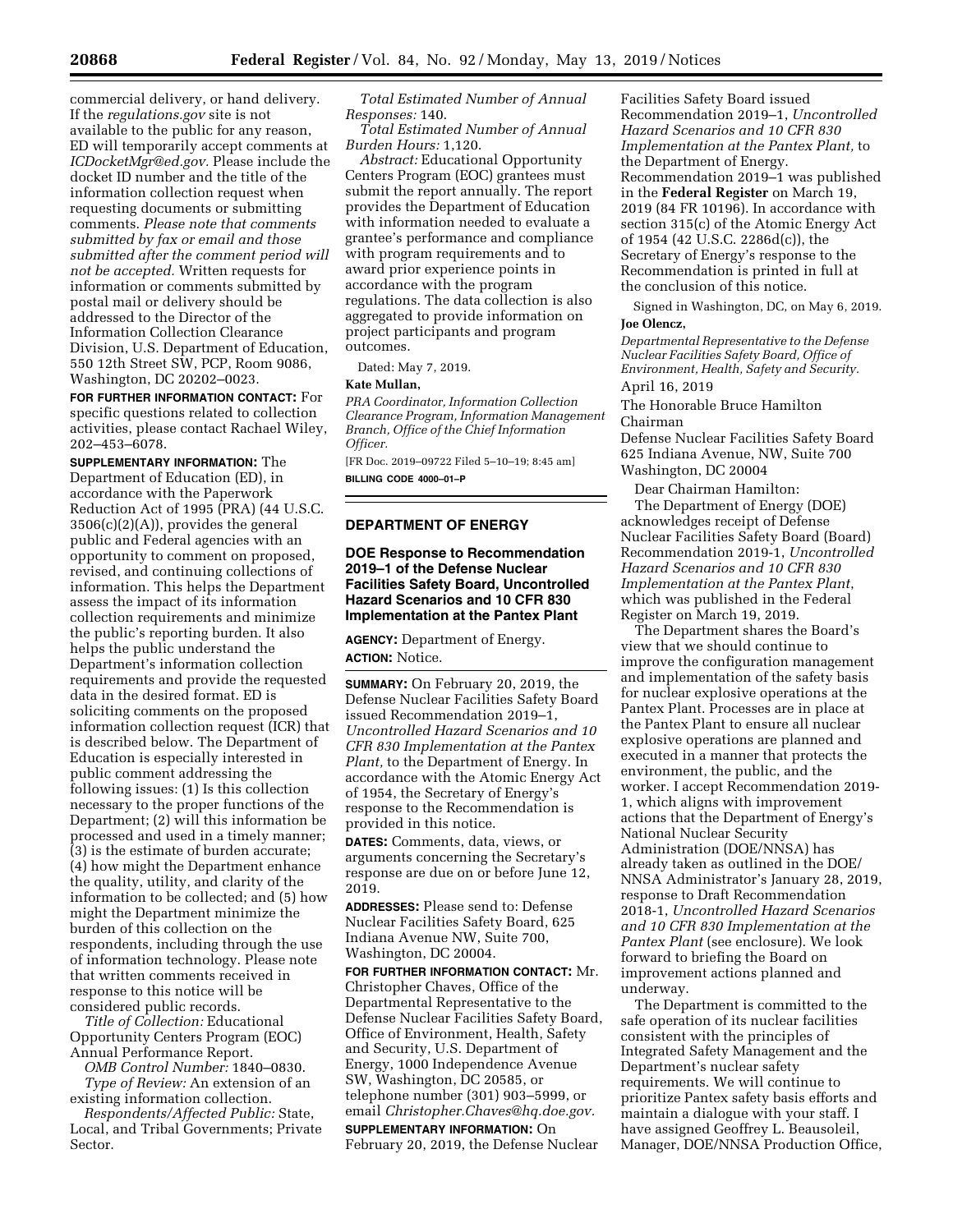commercial delivery, or hand delivery. If the *regulations.gov* site is not available to the public for any reason, ED will temporarily accept comments at *ICDocketMgr@ed.gov.* Please include the docket ID number and the title of the information collection request when requesting documents or submitting comments. *Please note that comments submitted by fax or email and those submitted after the comment period will not be accepted.* Written requests for information or comments submitted by postal mail or delivery should be addressed to the Director of the Information Collection Clearance Division, U.S. Department of Education, 550 12th Street SW, PCP, Room 9086, Washington, DC 20202–0023.

**FOR FURTHER INFORMATION CONTACT:** For specific questions related to collection activities, please contact Rachael Wiley, 202–453–6078.

**SUPPLEMENTARY INFORMATION:** The Department of Education (ED), in accordance with the Paperwork Reduction Act of 1995 (PRA) (44 U.S.C. 3506(c)(2)(A)), provides the general public and Federal agencies with an opportunity to comment on proposed, revised, and continuing collections of information. This helps the Department assess the impact of its information collection requirements and minimize the public's reporting burden. It also helps the public understand the Department's information collection requirements and provide the requested data in the desired format. ED is soliciting comments on the proposed information collection request (ICR) that is described below. The Department of Education is especially interested in public comment addressing the following issues: (1) Is this collection necessary to the proper functions of the Department; (2) will this information be processed and used in a timely manner; (3) is the estimate of burden accurate; (4) how might the Department enhance the quality, utility, and clarity of the information to be collected; and (5) how might the Department minimize the burden of this collection on the respondents, including through the use of information technology. Please note that written comments received in response to this notice will be considered public records.

*Title of Collection:* Educational Opportunity Centers Program (EOC) Annual Performance Report.

*OMB Control Number:* 1840–0830.

*Type of Review:* An extension of an existing information collection.

*Respondents/Affected Public:* State, Local, and Tribal Governments; Private Sector.

*Total Estimated Number of Annual Responses:* 140.

*Total Estimated Number of Annual Burden Hours:* 1,120.

*Abstract:* Educational Opportunity Centers Program (EOC) grantees must submit the report annually. The report provides the Department of Education with information needed to evaluate a grantee's performance and compliance with program requirements and to award prior experience points in accordance with the program regulations. The data collection is also aggregated to provide information on project participants and program outcomes.

Dated: May 7, 2019.

**Kate Mullan,**

*PRA Coordinator, Information Collection Clearance Program, Information Management Branch, Office of the Chief Information Officer.*

[FR Doc. 2019–09722 Filed 5–10–19; 8:45 am]

**BILLING CODE 4000–01–P**

## DEPARTMENT OF ENERGY

### DOE Response to Recommendation 2019–1 of the Defense Nuclear Facilities Safety Board, Uncontrolled Hazard Scenarios and 10 CFR 830 Implementation at the Pantex Plant

**AGENCY:** Department of Energy.

**ACTION:** Notice.

**SUMMARY:** On February 20, 2019, the Defense Nuclear Facilities Safety Board issued Recommendation 2019–1, *Uncontrolled Hazard Scenarios and 10 CFR 830 Implementation at the Pantex Plant,* to the Department of Energy. In accordance with the Atomic Energy Act of 1954, the Secretary of Energy's response to the Recommendation is provided in this notice.

**DATES:** Comments, data, views, or arguments concerning the Secretary's response are due on or before June 12, 2019.

**ADDRESSES:** Please send to: Defense Nuclear Facilities Safety Board, 625 Indiana Avenue NW, Suite 700, Washington, DC 20004.

**FOR FURTHER INFORMATION CONTACT:** Mr. Christopher Chaves, Office of the Departmental Representative to the Defense Nuclear Facilities Safety Board, Office of Environment, Health, Safety and Security, U.S. Department of Energy, 1000 Independence Avenue SW, Washington, DC 20585, or telephone number (301) 903–5999, or email *Christopher.Chaves@hq.doe.gov.*

**SUPPLEMENTARY INFORMATION:** On February 20, 2019, the Defense Nuclear Facilities Safety Board issued Recommendation 2019–1, *Uncontrolled Hazard Scenarios and 10 CFR 830 Implementation at the Pantex Plant,* to the Department of Energy. Recommendation 2019–1 was published in the **Federal Register** on March 19, 2019 (84 FR 10196). In accordance with section 315(c) of the Atomic Energy Act of 1954 (42 U.S.C. 2286d(c)), the Secretary of Energy's response to the Recommendation is printed in full at the conclusion of this notice.

Signed in Washington, DC, on May 6, 2019.

**Joe Olencz,**

*Departmental Representative to the Defense Nuclear Facilities Safety Board, Office of Environment, Health, Safety and Security.*

April 16, 2019

The Honorable Bruce Hamilton
Chairman
Defense Nuclear Facilities Safety Board
625 Indiana Avenue, NW, Suite 700
Washington, DC 20004

Dear Chairman Hamilton:

The Department of Energy (DOE) acknowledges receipt of Defense Nuclear Facilities Safety Board (Board) Recommendation 2019-1, *Uncontrolled Hazard Scenarios and 10 CFR 830 Implementation at the Pantex Plant*, which was published in the Federal Register on March 19, 2019.

The Department shares the Board's view that we should continue to improve the configuration management and implementation of the safety basis for nuclear explosive operations at the Pantex Plant. Processes are in place at the Pantex Plant to ensure all nuclear explosive operations are planned and executed in a manner that protects the environment, the public, and the worker. I accept Recommendation 2019-1, which aligns with improvement actions that the Department of Energy's National Nuclear Security Administration (DOE/NNSA) has already taken as outlined in the DOE/NNSA Administrator's January 28, 2019, response to Draft Recommendation 2018-1, *Uncontrolled Hazard Scenarios and 10 CFR 830 Implementation at the Pantex Plant* (see enclosure). We look forward to briefing the Board on improvement actions planned and underway.

The Department is committed to the safe operation of its nuclear facilities consistent with the principles of Integrated Safety Management and the Department's nuclear safety requirements. We will continue to prioritize Pantex safety basis efforts and maintain a dialogue with your staff. I have assigned Geoffrey L. Beausoleil, Manager, DOE/NNSA Production Office,